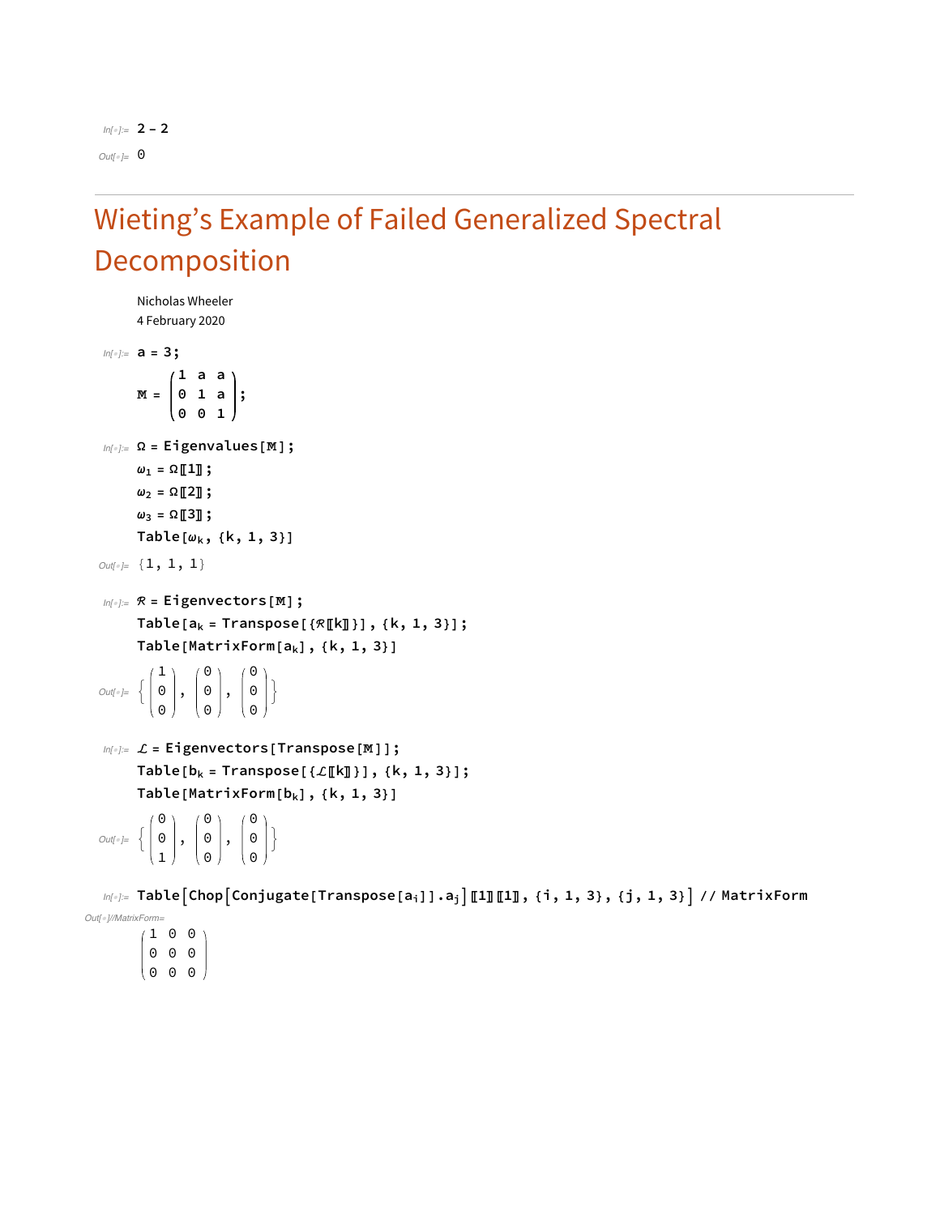```
In[∘]:= 2 - 2
Out[∘]= 0
```

# Wieting's Example of Failed Generalized Spectral Decomposition

Nicholas Wheeler
4 February 2020

```
In[∘]:= a = 3;
        𝕄 = (1 a a
             0 1 a
             0 0 1);
```

```
In[∘]:= Ω = Eigenvalues[𝕄];
        ω1 = Ω[[1]];
        ω2 = Ω[[2]];
        ω3 = Ω[[3]];
        Table[ωk, {k, 1, 3}]
Out[∘]= {1, 1, 1}
```

```
In[∘]:= ℛ = Eigenvectors[𝕄];
        Table[ak = Transpose[{ℛ[[k]]}], {k, 1, 3}];
        Table[MatrixForm[ak], {k, 1, 3}]
```

$$\text{Out[∘]=}\ \left\{\begin{pmatrix}1\\0\\0\end{pmatrix}, \begin{pmatrix}0\\0\\0\end{pmatrix}, \begin{pmatrix}0\\0\\0\end{pmatrix}\right\}$$

```
In[∘]:= ℒ = Eigenvectors[Transpose[𝕄]];
        Table[bk = Transpose[{ℒ[[k]]}], {k, 1, 3}];
        Table[MatrixForm[bk], {k, 1, 3}]
```

$$\text{Out[∘]=}\ \left\{\begin{pmatrix}0\\0\\1\end{pmatrix}, \begin{pmatrix}0\\0\\0\end{pmatrix}, \begin{pmatrix}0\\0\\0\end{pmatrix}\right\}$$

```
In[∘]:= Table[Chop[Conjugate[Transpose[ai]].aj][[1]][[1]], {i, 1, 3}, {j, 1, 3}] // MatrixForm
```

Out[∘]//MatrixForm=

$$\begin{pmatrix}1 & 0 & 0\\0 & 0 & 0\\0 & 0 & 0\end{pmatrix}$$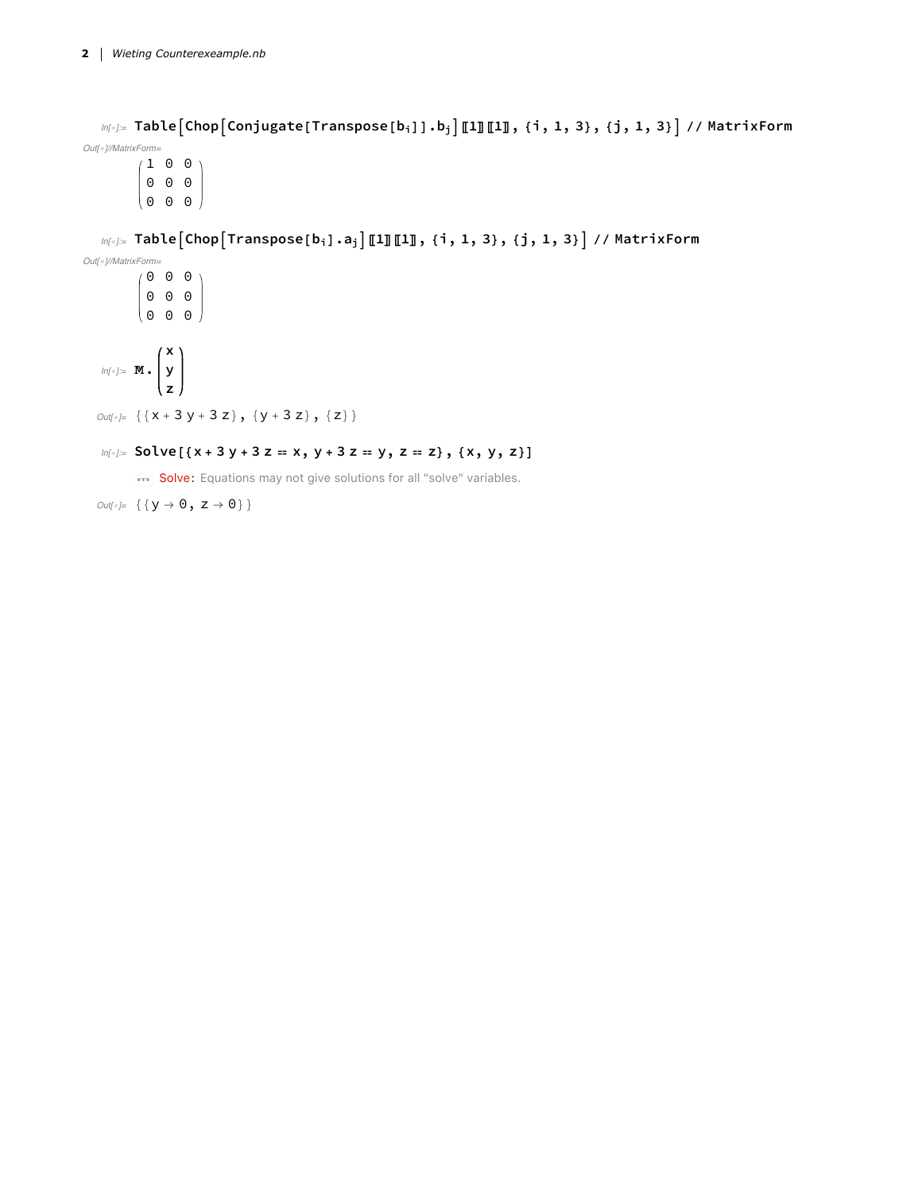```
In[∘]:= Table[Chop[Conjugate[Transpose[b_i]].b_j][[1]][[1]], {i, 1, 3}, {j, 1, 3}] // MatrixForm
```

Out[∘]//MatrixForm=

$$\begin{pmatrix} 1 & 0 & 0 \\ 0 & 0 & 0 \\ 0 & 0 & 0 \end{pmatrix}$$

```
In[∘]:= Table[Chop[Transpose[b_i].a_j][[1]][[1]], {i, 1, 3}, {j, 1, 3}] // MatrixForm
```

Out[∘]//MatrixForm=

$$\begin{pmatrix} 0 & 0 & 0 \\ 0 & 0 & 0 \\ 0 & 0 & 0 \end{pmatrix}$$

In[∘]:= 𝕄 . $\begin{pmatrix} x \\ y \\ z \end{pmatrix}$

```
Out[∘]= {{x + 3 y + 3 z}, {y + 3 z}, {z}}
```

```
In[∘]:= Solve[{x + 3 y + 3 z == x, y + 3 z == y, z == z}, {x, y, z}]
```

Solve: Equations may not give solutions for all "solve" variables.

```
Out[∘]= {{y → 0, z → 0}}
```